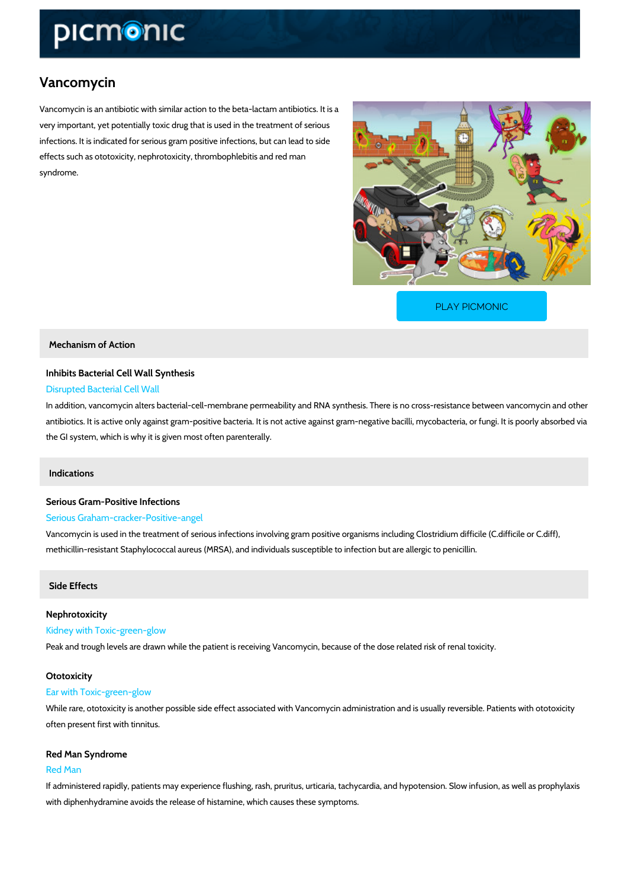# Vancomycin

Vancomycin is an antibiotic with similar action to the beta-lactam antibiotics. It is a very important, yet potentially toxic drug that is used in the treatment of serious infections. It is indicated for serious gram positive infections, but can lead to side effects such as ototoxicity, nephrotoxicity, thrombophlebitis and red man syndrome.

PLAY PICMONIC

## Mechanism of Action

### Inhibits Bacterial Cell Wall Synthesis

Disrupted Bacterial Cell Wall

In addition, vancomycin alters bacterial-cell-membrane permeability and RNA synthesis. There is no cross-resistance between vancomycin and other antibiotics. It is active only against gram-positive bacteria. It is not active against gram-negative bacilli, mycobacteria, or fungi. It is poorly absorbed via the GI system, which is why it is given most often parenterally.

## Indications

### Serious Gram-Positive Infections

Serious Graham-cracker-Positive-angel

Vancomycin is used in the treatment of serious infections involving gram positive organisms including Clostridium difficile (C.difficile or C.diff), methicillin-resistant Staphylococcal aureus (MRSA), and individuals susceptible to infection but are allergic to penicillin.

## Side Effects

### Nephrotoxicity

Kidney with Toxic-green-glow

Peak and trough levels are drawn while the patient is receiving Vancomycin, because of the dose related risk of renal toxicity.

### Ototoxicity

Ear with Toxic-green-glow

While rare, ototoxicity is another possible side effect associated with Vancomycin administration and is usually reversible. Patients with ototoxicity often present first with tinnitus.

### Red Man Syndrome

Red Man

If administered rapidly, patients may experience flushing, rash, pruritus, urticaria, tachycardia, and hypotension. Slow infusion, as well as prophylaxis with diphenhydramine avoids the release of histamine, which causes these symptoms.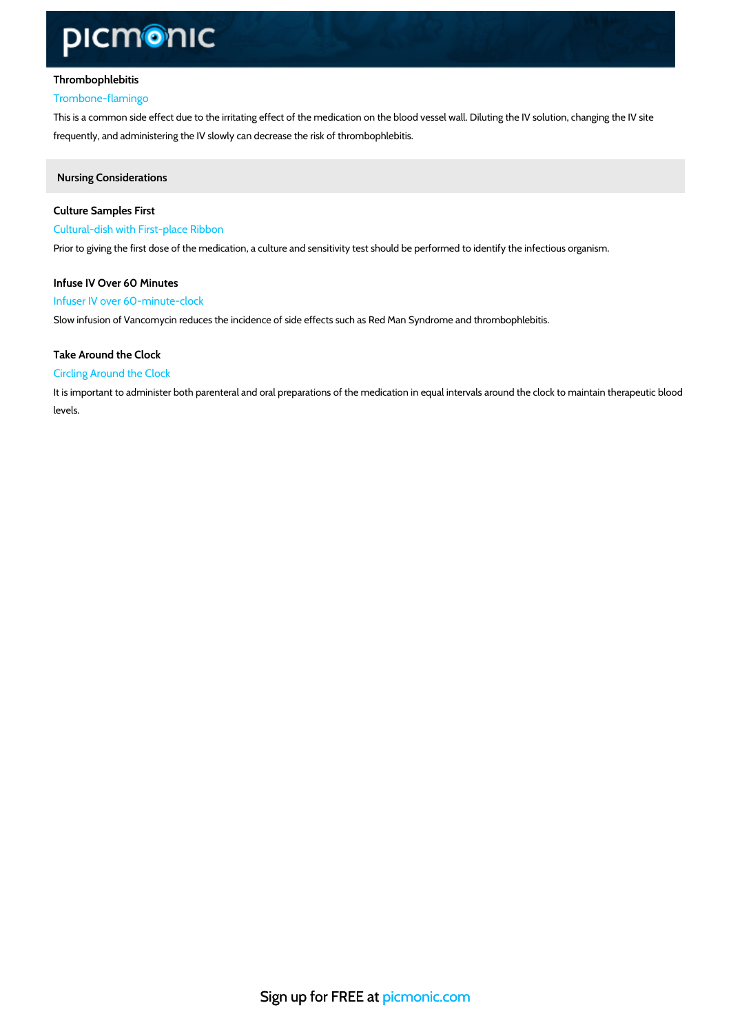### Thrombophlebitis

Trombone-flamingo

This is a common side effect due to the irritating effect of the medication on the blood vessel wall. Diluting the IV solution, changing the IV site frequently, and administering the IV slowly can decrease the risk of thrombophlebitis.

## Nursing Considerations

### Culture Samples First

Cultural-dish with First-place Ribbon

Prior to giving the first dose of the medication, a culture and sensitivity test should be performed to identify the infectious organism.

### Infuse IV Over 60 Minutes

Infuser IV over 60-minute-clock

Slow infusion of Vancomycin reduces the incidence of side effects such as Red Man Syndrome and thrombophlebitis.

### Take Around the Clock

Circling Around the Clock

It is important to administer both parenteral and oral preparations of the medication in equal intervals around the clock to maintain therapeutic blood levels.

Sign up for FREE at picmonic.com